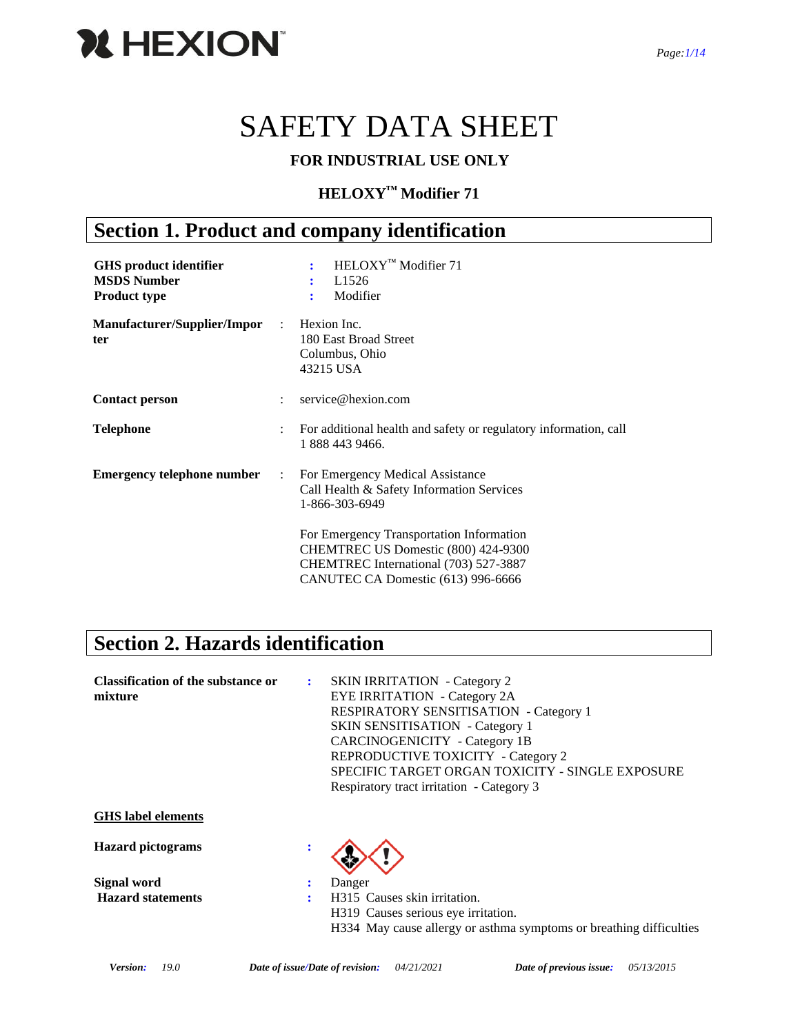# SAFETY DATA SHEET

**FOR INDUSTRIAL USE ONLY**

**HELOXY™ Modifier 71**

## Section 1. Product and company identification

**GHS product identifier** : HELOXY™ Modifier 71
**MSDS Number** : L1526
**Product type** : Modifier

**Manufacturer/Supplier/Importer** : Hexion Inc.
180 East Broad Street
Columbus, Ohio
43215 USA

**Contact person** : service@hexion.com

**Telephone** : For additional health and safety or regulatory information, call 1 888 443 9466.

**Emergency telephone number** : For Emergency Medical Assistance
Call Health & Safety Information Services
1-866-303-6949

For Emergency Transportation Information
CHEMTREC US Domestic (800) 424-9300
CHEMTREC International (703) 527-3887
CANUTEC CA Domestic (613) 996-6666

## Section 2. Hazards identification

**Classification of the substance or mixture** :
SKIN IRRITATION - Category 2
EYE IRRITATION - Category 2A
RESPIRATORY SENSITISATION - Category 1
SKIN SENSITISATION - Category 1
CARCINOGENICITY - Category 1B
REPRODUCTIVE TOXICITY - Category 2
SPECIFIC TARGET ORGAN TOXICITY - SINGLE EXPOSURE
Respiratory tract irritation - Category 3

**GHS label elements**

**Hazard pictograms** :

**Signal word** : Danger

**Hazard statements** :
H315 Causes skin irritation.
H319 Causes serious eye irritation.
H334 May cause allergy or asthma symptoms or breathing difficulties

*Version:* 19.0 *Date of issue/Date of revision:* 04/21/2021 *Date of previous issue:* 05/13/2015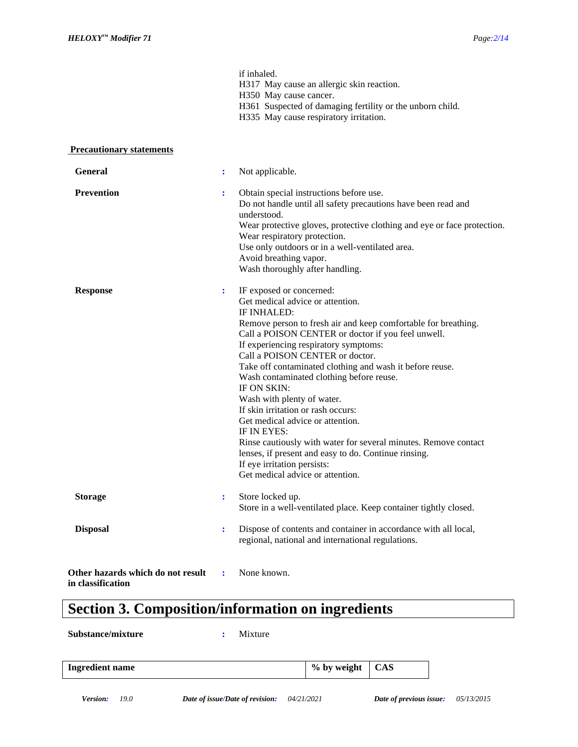if inhaled.
H317 May cause an allergic skin reaction.
H350 May cause cancer.
H361 Suspected of damaging fertility or the unborn child.
H335 May cause respiratory irritation.

**Precautionary statements**

**General** : Not applicable.

**Prevention** : Obtain special instructions before use.
Do not handle until all safety precautions have been read and understood.
Wear protective gloves, protective clothing and eye or face protection.
Wear respiratory protection.
Use only outdoors or in a well-ventilated area.
Avoid breathing vapor.
Wash thoroughly after handling.

**Response** : IF exposed or concerned:
Get medical advice or attention.
IF INHALED:
Remove person to fresh air and keep comfortable for breathing.
Call a POISON CENTER or doctor if you feel unwell.
If experiencing respiratory symptoms:
Call a POISON CENTER or doctor.
Take off contaminated clothing and wash it before reuse.
Wash contaminated clothing before reuse.
IF ON SKIN:
Wash with plenty of water.
If skin irritation or rash occurs:
Get medical advice or attention.
IF IN EYES:
Rinse cautiously with water for several minutes. Remove contact lenses, if present and easy to do. Continue rinsing.
If eye irritation persists:
Get medical advice or attention.

**Storage** : Store locked up.
Store in a well-ventilated place. Keep container tightly closed.

**Disposal** : Dispose of contents and container in accordance with all local, regional, national and international regulations.

**Other hazards which do not result in classification** : None known.

# Section 3. Composition/information on ingredients

**Substance/mixture** : Mixture

| Ingredient name | % by weight | CAS |
|---|---|---|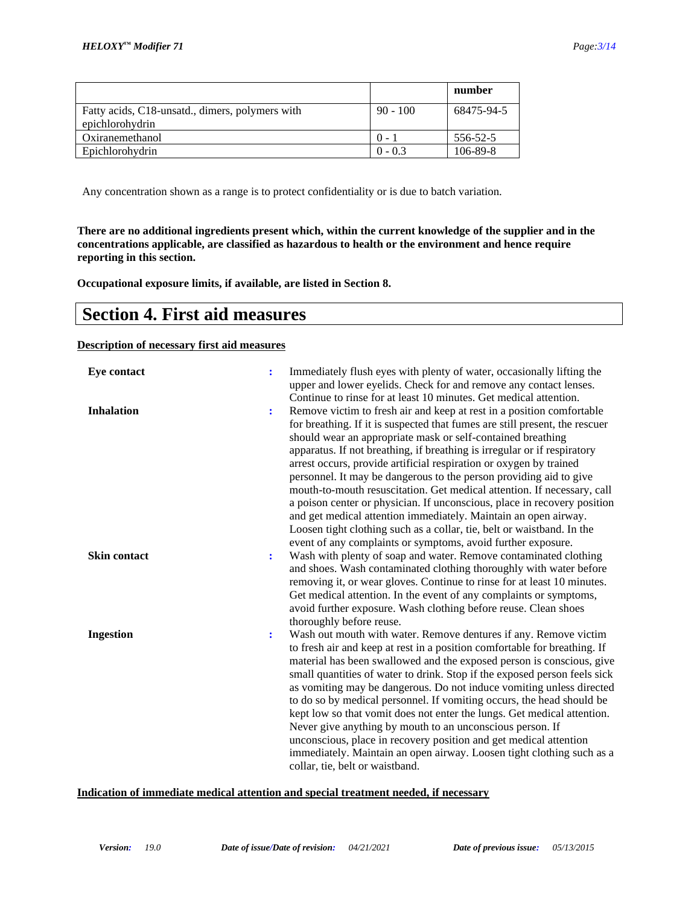| | | number |
|---|---|---|
| Fatty acids, C18-unsatd., dimers, polymers with epichlorohydrin | 90 - 100 | 68475-94-5 |
| Oxiranemethanol | 0 - 1 | 556-52-5 |
| Epichlorohydrin | 0 - 0.3 | 106-89-8 |

Any concentration shown as a range is to protect confidentiality or is due to batch variation.

**There are no additional ingredients present which, within the current knowledge of the supplier and in the concentrations applicable, are classified as hazardous to health or the environment and hence require reporting in this section.**

**Occupational exposure limits, if available, are listed in Section 8.**

# Section 4. First aid measures

**Description of necessary first aid measures**

**Eye contact** : Immediately flush eyes with plenty of water, occasionally lifting the upper and lower eyelids. Check for and remove any contact lenses. Continue to rinse for at least 10 minutes. Get medical attention.

**Inhalation** : Remove victim to fresh air and keep at rest in a position comfortable for breathing. If it is suspected that fumes are still present, the rescuer should wear an appropriate mask or self-contained breathing apparatus. If not breathing, if breathing is irregular or if respiratory arrest occurs, provide artificial respiration or oxygen by trained personnel. It may be dangerous to the person providing aid to give mouth-to-mouth resuscitation. Get medical attention. If necessary, call a poison center or physician. If unconscious, place in recovery position and get medical attention immediately. Maintain an open airway. Loosen tight clothing such as a collar, tie, belt or waistband. In the event of any complaints or symptoms, avoid further exposure.

**Skin contact** : Wash with plenty of soap and water. Remove contaminated clothing and shoes. Wash contaminated clothing thoroughly with water before removing it, or wear gloves. Continue to rinse for at least 10 minutes. Get medical attention. In the event of any complaints or symptoms, avoid further exposure. Wash clothing before reuse. Clean shoes thoroughly before reuse.

**Ingestion** : Wash out mouth with water. Remove dentures if any. Remove victim to fresh air and keep at rest in a position comfortable for breathing. If material has been swallowed and the exposed person is conscious, give small quantities of water to drink. Stop if the exposed person feels sick as vomiting may be dangerous. Do not induce vomiting unless directed to do so by medical personnel. If vomiting occurs, the head should be kept low so that vomit does not enter the lungs. Get medical attention. Never give anything by mouth to an unconscious person. If unconscious, place in recovery position and get medical attention immediately. Maintain an open airway. Loosen tight clothing such as a collar, tie, belt or waistband.

**Indication of immediate medical attention and special treatment needed, if necessary**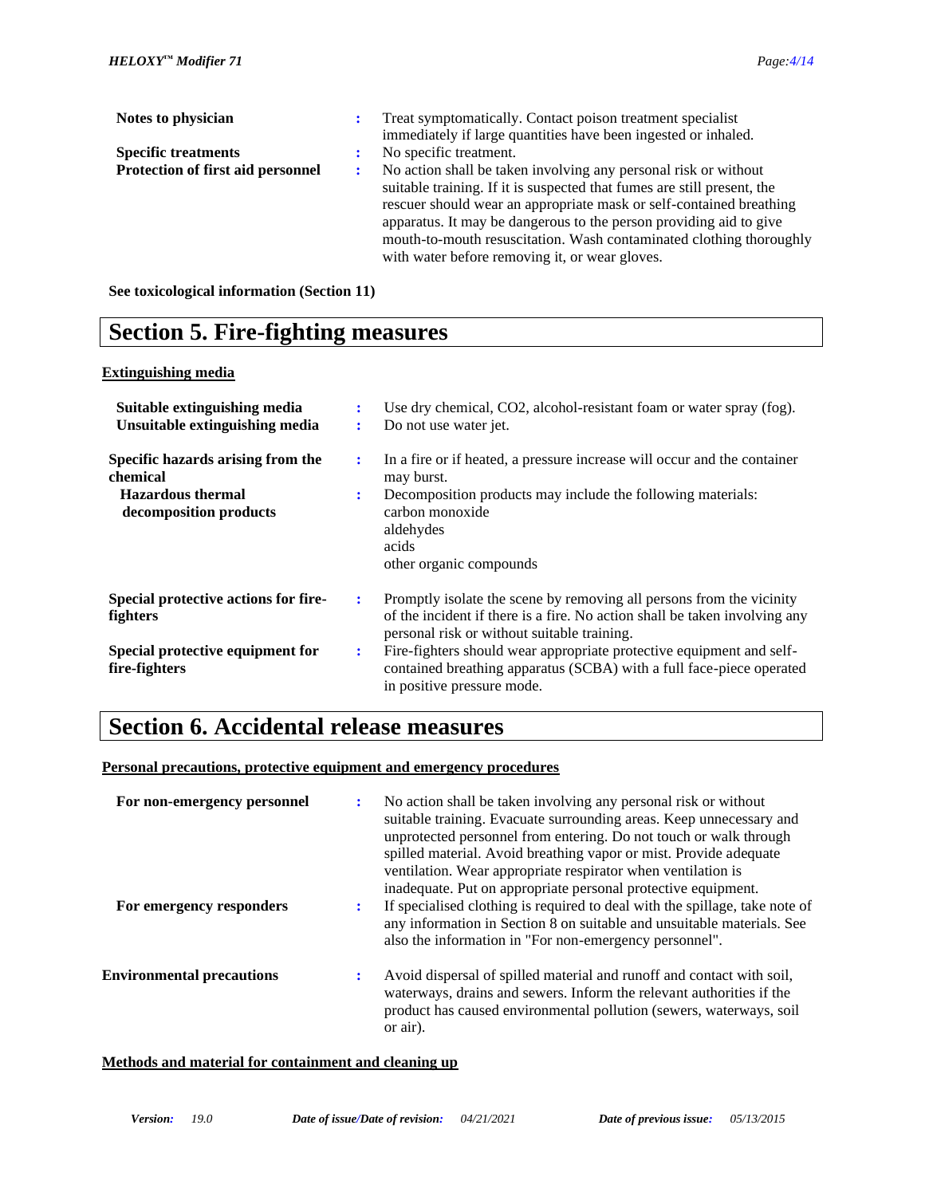| | | |
|---|---|---|
| **Notes to physician** | : | Treat symptomatically. Contact poison treatment specialist immediately if large quantities have been ingested or inhaled. |
| **Specific treatments** | : | No specific treatment. |
| **Protection of first aid personnel** | : | No action shall be taken involving any personal risk or without suitable training. If it is suspected that fumes are still present, the rescuer should wear an appropriate mask or self-contained breathing apparatus. It may be dangerous to the person providing aid to give mouth-to-mouth resuscitation. Wash contaminated clothing thoroughly with water before removing it, or wear gloves. |

**See toxicological information (Section 11)**

# Section 5. Fire-fighting measures

**Extinguishing media**

| | | |
|---|---|---|
| **Suitable extinguishing media** | : | Use dry chemical, CO2, alcohol-resistant foam or water spray (fog). |
| **Unsuitable extinguishing media** | : | Do not use water jet. |
| **Specific hazards arising from the chemical** | : | In a fire or if heated, a pressure increase will occur and the container may burst. |
| **Hazardous thermal decomposition products** | : | Decomposition products may include the following materials:<br>carbon monoxide<br>aldehydes<br>acids<br>other organic compounds |
| **Special protective actions for fire-fighters** | : | Promptly isolate the scene by removing all persons from the vicinity of the incident if there is a fire. No action shall be taken involving any personal risk or without suitable training. |
| **Special protective equipment for fire-fighters** | : | Fire-fighters should wear appropriate protective equipment and self-contained breathing apparatus (SCBA) with a full face-piece operated in positive pressure mode. |

# Section 6. Accidental release measures

**Personal precautions, protective equipment and emergency procedures**

| | | |
|---|---|---|
| **For non-emergency personnel** | : | No action shall be taken involving any personal risk or without suitable training. Evacuate surrounding areas. Keep unnecessary and unprotected personnel from entering. Do not touch or walk through spilled material. Avoid breathing vapor or mist. Provide adequate ventilation. Wear appropriate respirator when ventilation is inadequate. Put on appropriate personal protective equipment. |
| **For emergency responders** | : | If specialised clothing is required to deal with the spillage, take note of any information in Section 8 on suitable and unsuitable materials. See also the information in "For non-emergency personnel". |
| **Environmental precautions** | : | Avoid dispersal of spilled material and runoff and contact with soil, waterways, drains and sewers. Inform the relevant authorities if the product has caused environmental pollution (sewers, waterways, soil or air). |

**Methods and material for containment and cleaning up**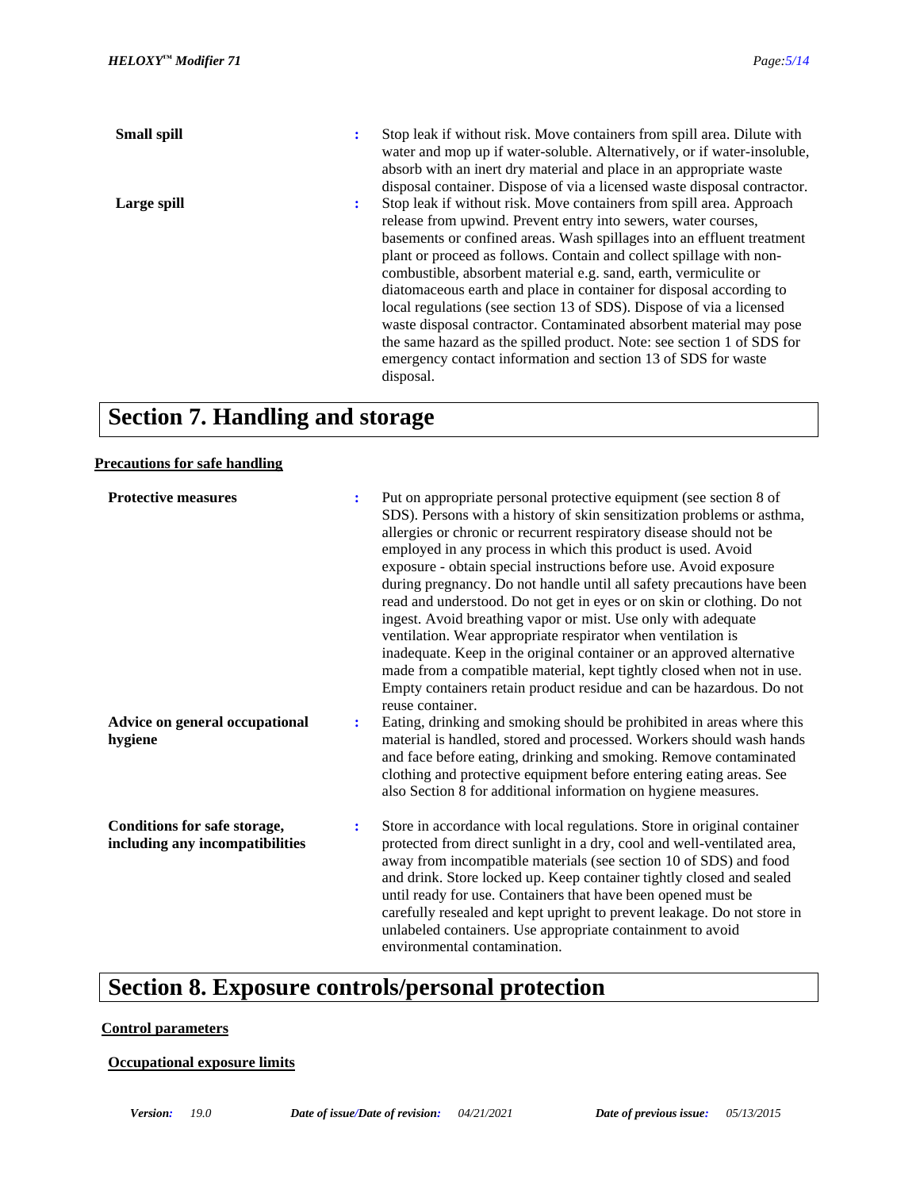**Small spill** : Stop leak if without risk. Move containers from spill area. Dilute with water and mop up if water-soluble. Alternatively, or if water-insoluble, absorb with an inert dry material and place in an appropriate waste disposal container. Dispose of via a licensed waste disposal contractor.

**Large spill** : Stop leak if without risk. Move containers from spill area. Approach release from upwind. Prevent entry into sewers, water courses, basements or confined areas. Wash spillages into an effluent treatment plant or proceed as follows. Contain and collect spillage with non-combustible, absorbent material e.g. sand, earth, vermiculite or diatomaceous earth and place in container for disposal according to local regulations (see section 13 of SDS). Dispose of via a licensed waste disposal contractor. Contaminated absorbent material may pose the same hazard as the spilled product. Note: see section 1 of SDS for emergency contact information and section 13 of SDS for waste disposal.

# Section 7. Handling and storage

## Precautions for safe handling

**Protective measures** : Put on appropriate personal protective equipment (see section 8 of SDS). Persons with a history of skin sensitization problems or asthma, allergies or chronic or recurrent respiratory disease should not be employed in any process in which this product is used. Avoid exposure - obtain special instructions before use. Avoid exposure during pregnancy. Do not handle until all safety precautions have been read and understood. Do not get in eyes or on skin or clothing. Do not ingest. Avoid breathing vapor or mist. Use only with adequate ventilation. Wear appropriate respirator when ventilation is inadequate. Keep in the original container or an approved alternative made from a compatible material, kept tightly closed when not in use. Empty containers retain product residue and can be hazardous. Do not reuse container.

**Advice on general occupational hygiene** : Eating, drinking and smoking should be prohibited in areas where this material is handled, stored and processed. Workers should wash hands and face before eating, drinking and smoking. Remove contaminated clothing and protective equipment before entering eating areas. See also Section 8 for additional information on hygiene measures.

**Conditions for safe storage, including any incompatibilities** : Store in accordance with local regulations. Store in original container protected from direct sunlight in a dry, cool and well-ventilated area, away from incompatible materials (see section 10 of SDS) and food and drink. Store locked up. Keep container tightly closed and sealed until ready for use. Containers that have been opened must be carefully resealed and kept upright to prevent leakage. Do not store in unlabeled containers. Use appropriate containment to avoid environmental contamination.

# Section 8. Exposure controls/personal protection

## Control parameters

### Occupational exposure limits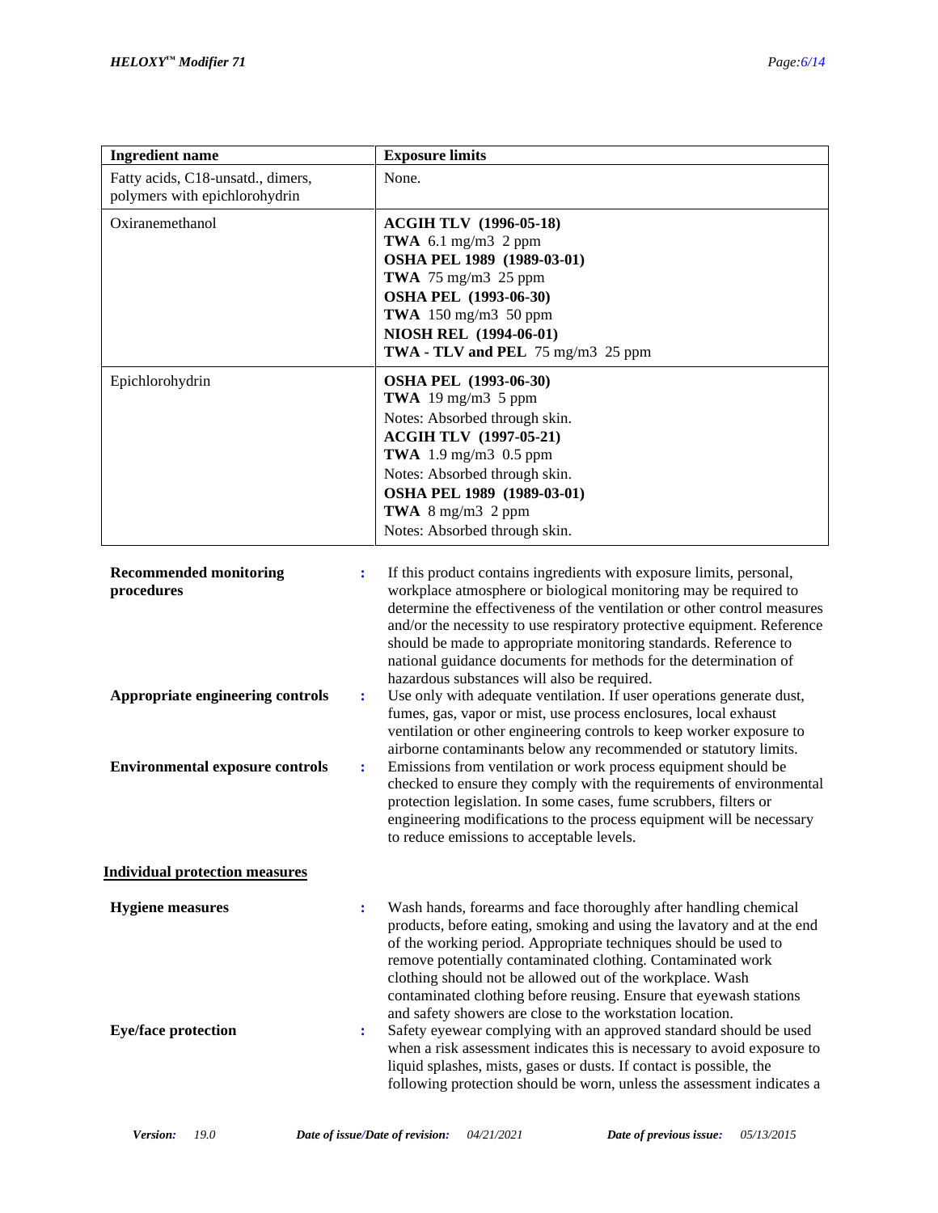| Ingredient name | Exposure limits |
|---|---|
| Fatty acids, C18-unsatd., dimers, polymers with epichlorohydrin | None. |
| Oxiranemethanol | **ACGIH TLV (1996-05-18)**<br>**TWA** 6.1 mg/m3 2 ppm<br>**OSHA PEL 1989 (1989-03-01)**<br>**TWA** 75 mg/m3 25 ppm<br>**OSHA PEL (1993-06-30)**<br>**TWA** 150 mg/m3 50 ppm<br>**NIOSH REL (1994-06-01)**<br>**TWA - TLV and PEL** 75 mg/m3 25 ppm |
| Epichlorohydrin | **OSHA PEL (1993-06-30)**<br>**TWA** 19 mg/m3 5 ppm<br>Notes: Absorbed through skin.<br>**ACGIH TLV (1997-05-21)**<br>**TWA** 1.9 mg/m3 0.5 ppm<br>Notes: Absorbed through skin.<br>**OSHA PEL 1989 (1989-03-01)**<br>**TWA** 8 mg/m3 2 ppm<br>Notes: Absorbed through skin. |

**Recommended monitoring procedures** : If this product contains ingredients with exposure limits, personal, workplace atmosphere or biological monitoring may be required to determine the effectiveness of the ventilation or other control measures and/or the necessity to use respiratory protective equipment. Reference should be made to appropriate monitoring standards. Reference to national guidance documents for methods for the determination of hazardous substances will also be required.

**Appropriate engineering controls** : Use only with adequate ventilation. If user operations generate dust, fumes, gas, vapor or mist, use process enclosures, local exhaust ventilation or other engineering controls to keep worker exposure to airborne contaminants below any recommended or statutory limits.

**Environmental exposure controls** : Emissions from ventilation or work process equipment should be checked to ensure they comply with the requirements of environmental protection legislation. In some cases, fume scrubbers, filters or engineering modifications to the process equipment will be necessary to reduce emissions to acceptable levels.

**Individual protection measures**

**Hygiene measures** : Wash hands, forearms and face thoroughly after handling chemical products, before eating, smoking and using the lavatory and at the end of the working period. Appropriate techniques should be used to remove potentially contaminated clothing. Contaminated work clothing should not be allowed out of the workplace. Wash contaminated clothing before reusing. Ensure that eyewash stations and safety showers are close to the workstation location.

**Eye/face protection** : Safety eyewear complying with an approved standard should be used when a risk assessment indicates this is necessary to avoid exposure to liquid splashes, mists, gases or dusts. If contact is possible, the following protection should be worn, unless the assessment indicates a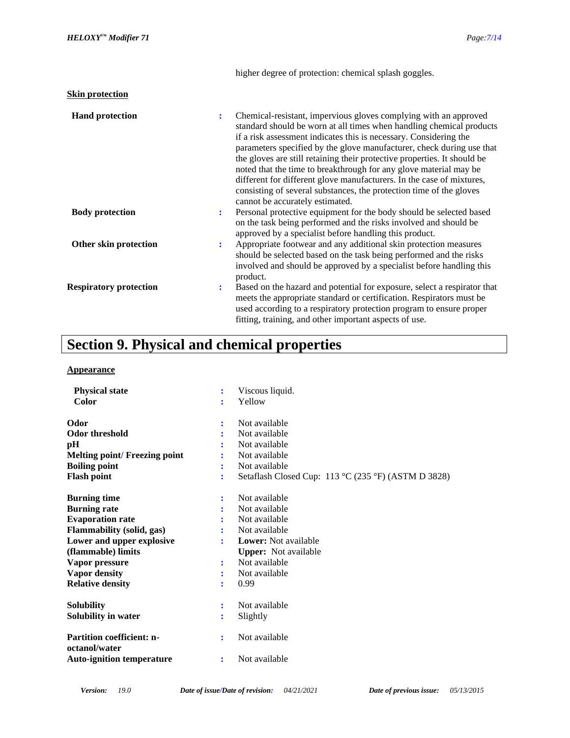higher degree of protection: chemical splash goggles.

**Skin protection**

| | | |
|---|---|---|
| **Hand protection** | : | Chemical-resistant, impervious gloves complying with an approved standard should be worn at all times when handling chemical products if a risk assessment indicates this is necessary. Considering the parameters specified by the glove manufacturer, check during use that the gloves are still retaining their protective properties. It should be noted that the time to breakthrough for any glove material may be different for different glove manufacturers. In the case of mixtures, consisting of several substances, the protection time of the gloves cannot be accurately estimated. |
| **Body protection** | : | Personal protective equipment for the body should be selected based on the task being performed and the risks involved and should be approved by a specialist before handling this product. |
| **Other skin protection** | : | Appropriate footwear and any additional skin protection measures should be selected based on the task being performed and the risks involved and should be approved by a specialist before handling this product. |
| **Respiratory protection** | : | Based on the hazard and potential for exposure, select a respirator that meets the appropriate standard or certification. Respirators must be used according to a respiratory protection program to ensure proper fitting, training, and other important aspects of use. |

# Section 9. Physical and chemical properties

**Appearance**

| | | |
|---|---|---|
| **Physical state** | : | Viscous liquid. |
| **Color** | : | Yellow |
| **Odor** | : | Not available |
| **Odor threshold** | : | Not available |
| **pH** | : | Not available |
| **Melting point/ Freezing point** | : | Not available |
| **Boiling point** | : | Not available |
| **Flash point** | : | Setaflash Closed Cup: 113 °C (235 °F) (ASTM D 3828) |
| **Burning time** | : | Not available |
| **Burning rate** | : | Not available |
| **Evaporation rate** | : | Not available |
| **Flammability (solid, gas)** | : | Not available |
| **Lower and upper explosive (flammable) limits** | : | **Lower:** Not available<br>**Upper:** Not available |
| **Vapor pressure** | : | Not available |
| **Vapor density** | : | Not available |
| **Relative density** | : | 0.99 |
| **Solubility** | : | Not available |
| **Solubility in water** | : | Slightly |
| **Partition coefficient: n-octanol/water** | : | Not available |
| **Auto-ignition temperature** | : | Not available |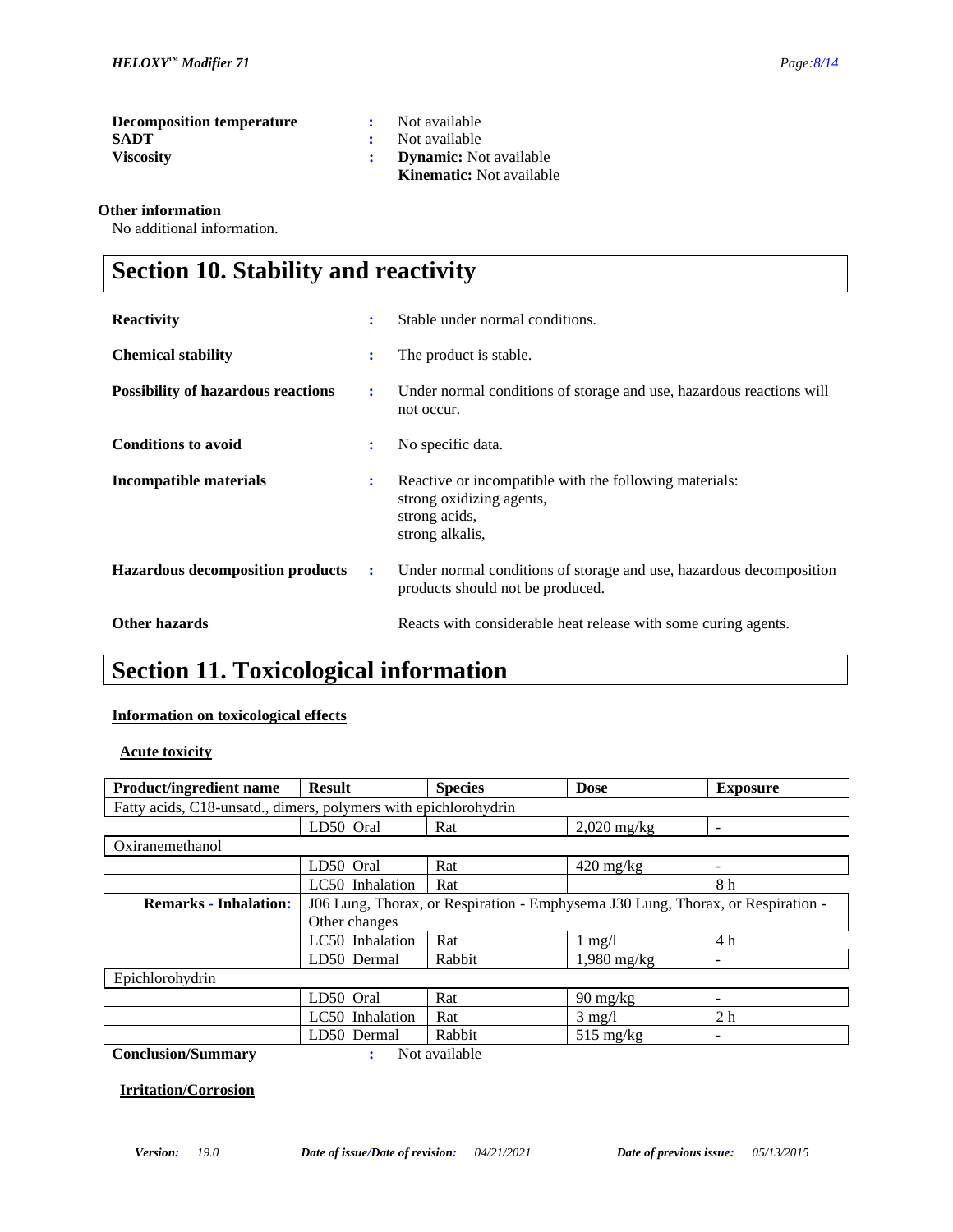| | | |
|---|---|---|
| **Decomposition temperature** | : | Not available |
| **SADT** | : | Not available |
| **Viscosity** | : | **Dynamic:** Not available<br>**Kinematic:** Not available |

**Other information**

No additional information.

# Section 10. Stability and reactivity

| | | |
|---|---|---|
| **Reactivity** | : | Stable under normal conditions. |
| **Chemical stability** | : | The product is stable. |
| **Possibility of hazardous reactions** | : | Under normal conditions of storage and use, hazardous reactions will not occur. |
| **Conditions to avoid** | : | No specific data. |
| **Incompatible materials** | : | Reactive or incompatible with the following materials:<br>strong oxidizing agents,<br>strong acids,<br>strong alkalis, |
| **Hazardous decomposition products** | : | Under normal conditions of storage and use, hazardous decomposition products should not be produced. |
| **Other hazards** | | Reacts with considerable heat release with some curing agents. |

# Section 11. Toxicological information

**Information on toxicological effects**

**Acute toxicity**

| Product/ingredient name | Result | Species | Dose | Exposure |
|---|---|---|---|---|
| Fatty acids, C18-unsatd., dimers, polymers with epichlorohydrin | | | | |
| | LD50 Oral | Rat | 2,020 mg/kg | - |
| Oxiranemethanol | | | | |
| | LD50 Oral | Rat | 420 mg/kg | - |
| | LC50 Inhalation | Rat | | 8 h |
| **Remarks - Inhalation:** | J06 Lung, Thorax, or Respiration - Emphysema J30 Lung, Thorax, or Respiration - Other changes | | | |
| | LC50 Inhalation | Rat | 1 mg/l | 4 h |
| | LD50 Dermal | Rabbit | 1,980 mg/kg | - |
| Epichlorohydrin | | | | |
| | LD50 Oral | Rat | 90 mg/kg | - |
| | LC50 Inhalation | Rat | 3 mg/l | 2 h |
| | LD50 Dermal | Rabbit | 515 mg/kg | - |

**Conclusion/Summary** : Not available

**Irritation/Corrosion**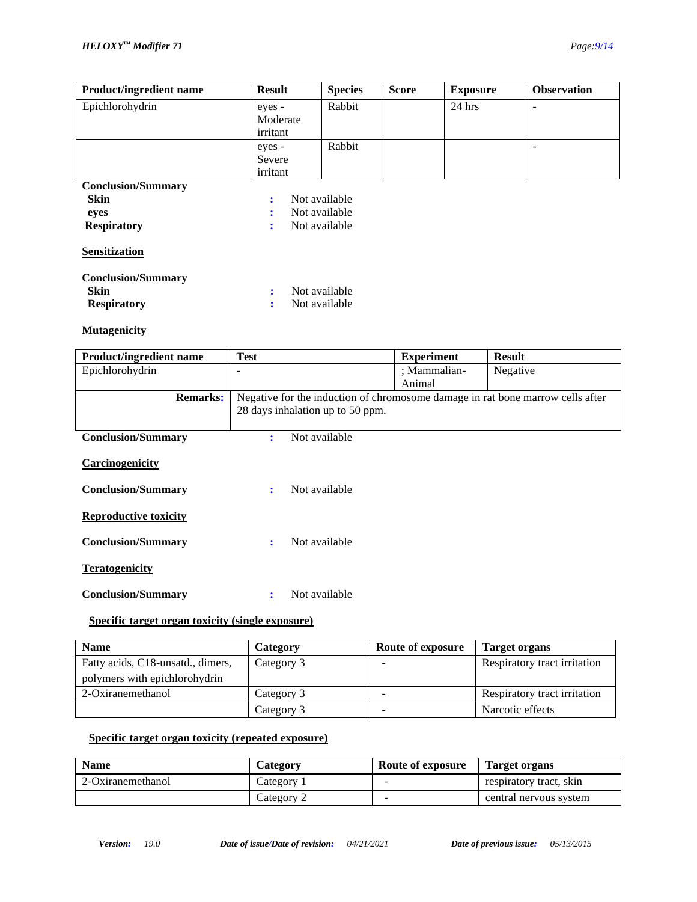| Product/ingredient name | Result | Species | Score | Exposure | Observation |
| --- | --- | --- | --- | --- | --- |
| Epichlorohydrin | eyes - Moderate irritant | Rabbit | | 24 hrs | - |
| | eyes - Severe irritant | Rabbit | | | - |

**Conclusion/Summary**

**Skin** : Not available

**eyes** : Not available

**Respiratory** : Not available

**Sensitization**

**Conclusion/Summary**

**Skin** : Not available

**Respiratory** : Not available

**Mutagenicity**

| Product/ingredient name | Test | Experiment | Result |
| --- | --- | --- | --- |
| Epichlorohydrin | - | ; Mammalian-Animal | Negative |
| **Remarks:** | Negative for the induction of chromosome damage in rat bone marrow cells after 28 days inhalation up to 50 ppm. | | |

**Conclusion/Summary** : Not available

**Carcinogenicity**

**Conclusion/Summary** : Not available

**Reproductive toxicity**

**Conclusion/Summary** : Not available

**Teratogenicity**

**Conclusion/Summary** : Not available

**Specific target organ toxicity (single exposure)**

| Name | Category | Route of exposure | Target organs |
| --- | --- | --- | --- |
| Fatty acids, C18-unsatd., dimers, polymers with epichlorohydrin | Category 3 | - | Respiratory tract irritation |
| 2-Oxiranemethanol | Category 3 | - | Respiratory tract irritation |
| | Category 3 | - | Narcotic effects |

**Specific target organ toxicity (repeated exposure)**

| Name | Category | Route of exposure | Target organs |
| --- | --- | --- | --- |
| 2-Oxiranemethanol | Category 1 | - | respiratory tract, skin |
| | Category 2 | - | central nervous system |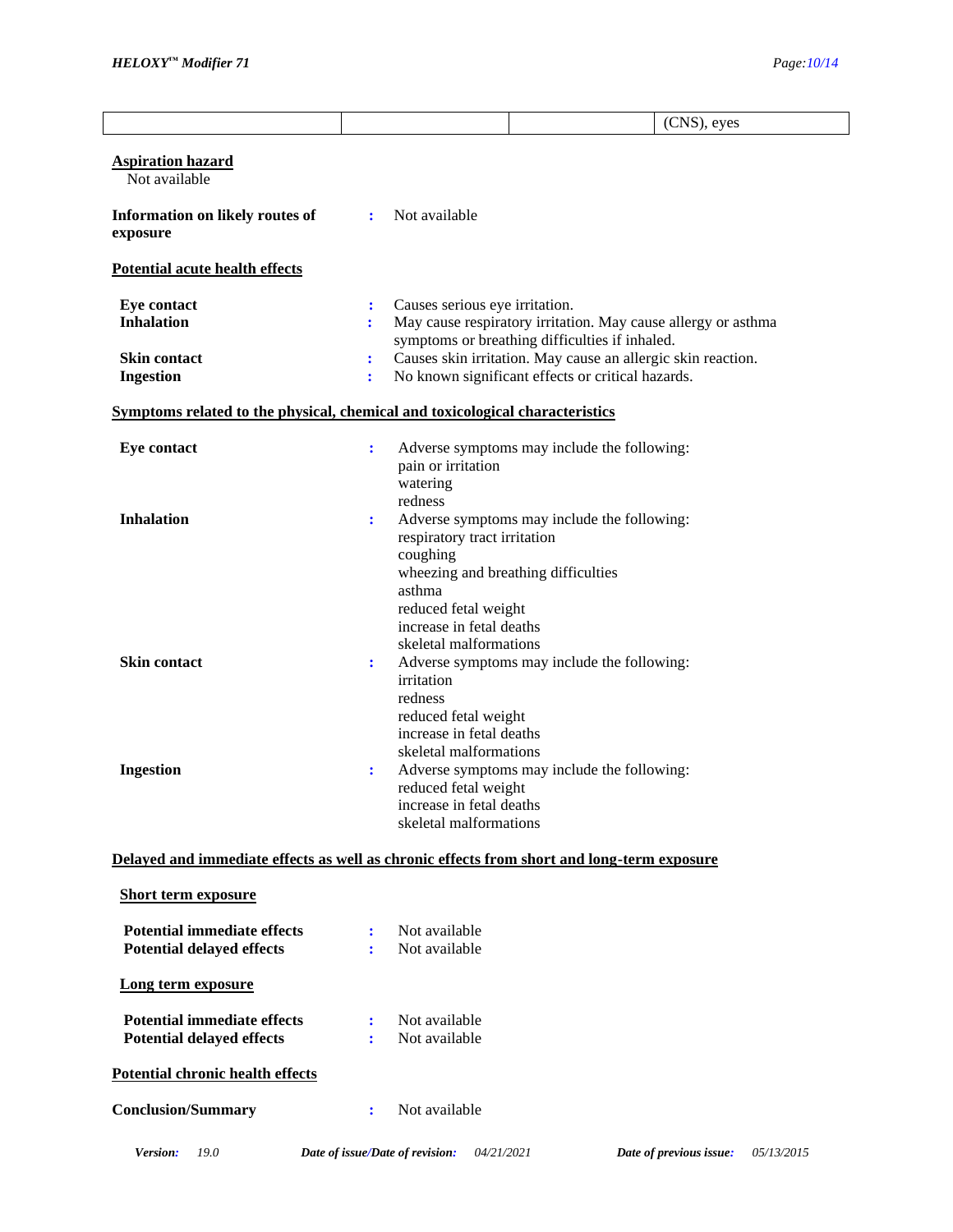| | | | (CNS), eyes |
|---|---|---|---|

**Aspiration hazard**

Not available

**Information on likely routes of exposure** : Not available

**Potential acute health effects**

**Eye contact** : Causes serious eye irritation.

**Inhalation** : May cause respiratory irritation. May cause allergy or asthma symptoms or breathing difficulties if inhaled.

**Skin contact** : Causes skin irritation. May cause an allergic skin reaction.

**Ingestion** : No known significant effects or critical hazards.

**Symptoms related to the physical, chemical and toxicological characteristics**

**Eye contact** : Adverse symptoms may include the following:
pain or irritation
watering
redness

**Inhalation** : Adverse symptoms may include the following:
respiratory tract irritation
coughing
wheezing and breathing difficulties
asthma
reduced fetal weight
increase in fetal deaths
skeletal malformations

**Skin contact** : Adverse symptoms may include the following:
irritation
redness
reduced fetal weight
increase in fetal deaths
skeletal malformations

**Ingestion** : Adverse symptoms may include the following:
reduced fetal weight
increase in fetal deaths
skeletal malformations

**Delayed and immediate effects as well as chronic effects from short and long-term exposure**

**Short term exposure**

**Potential immediate effects** : Not available

**Potential delayed effects** : Not available

**Long term exposure**

**Potential immediate effects** : Not available

**Potential delayed effects** : Not available

**Potential chronic health effects**

**Conclusion/Summary** : Not available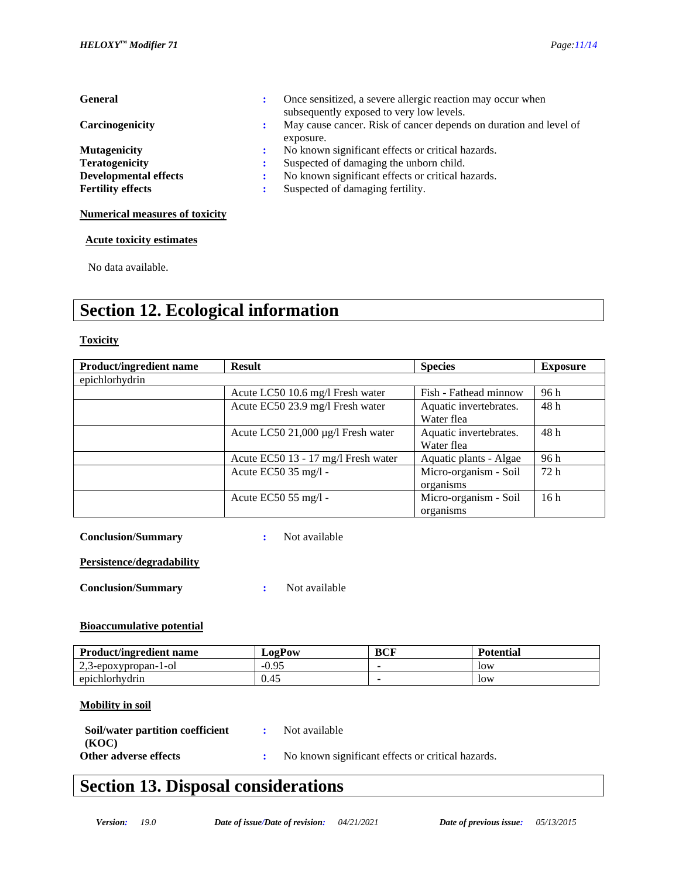**General** : Once sensitized, a severe allergic reaction may occur when subsequently exposed to very low levels.

**Carcinogenicity** : May cause cancer. Risk of cancer depends on duration and level of exposure.

**Mutagenicity** : No known significant effects or critical hazards.

**Teratogenicity** : Suspected of damaging the unborn child.

**Developmental effects** : No known significant effects or critical hazards.

**Fertility effects** : Suspected of damaging fertility.

**Numerical measures of toxicity**

**Acute toxicity estimates**

No data available.

# Section 12. Ecological information

**Toxicity**

| Product/ingredient name | Result | Species | Exposure |
|---|---|---|---|
| epichlorhydrin | | | |
| | Acute LC50 10.6 mg/l Fresh water | Fish - Fathead minnow | 96 h |
| | Acute EC50 23.9 mg/l Fresh water | Aquatic invertebrates. Water flea | 48 h |
| | Acute LC50 21,000 µg/l Fresh water | Aquatic invertebrates. Water flea | 48 h |
| | Acute EC50 13 - 17 mg/l Fresh water | Aquatic plants - Algae | 96 h |
| | Acute EC50 35 mg/l - | Micro-organism - Soil organisms | 72 h |
| | Acute EC50 55 mg/l - | Micro-organism - Soil organisms | 16 h |

**Conclusion/Summary** : Not available

**Persistence/degradability**

**Conclusion/Summary** : Not available

**Bioaccumulative potential**

| Product/ingredient name | LogPow | BCF | Potential |
|---|---|---|---|
| 2,3-epoxypropan-1-ol | -0.95 | - | low |
| epichlorhydrin | 0.45 | - | low |

**Mobility in soil**

**Soil/water partition coefficient (KOC)** : Not available

**Other adverse effects** : No known significant effects or critical hazards.

# Section 13. Disposal considerations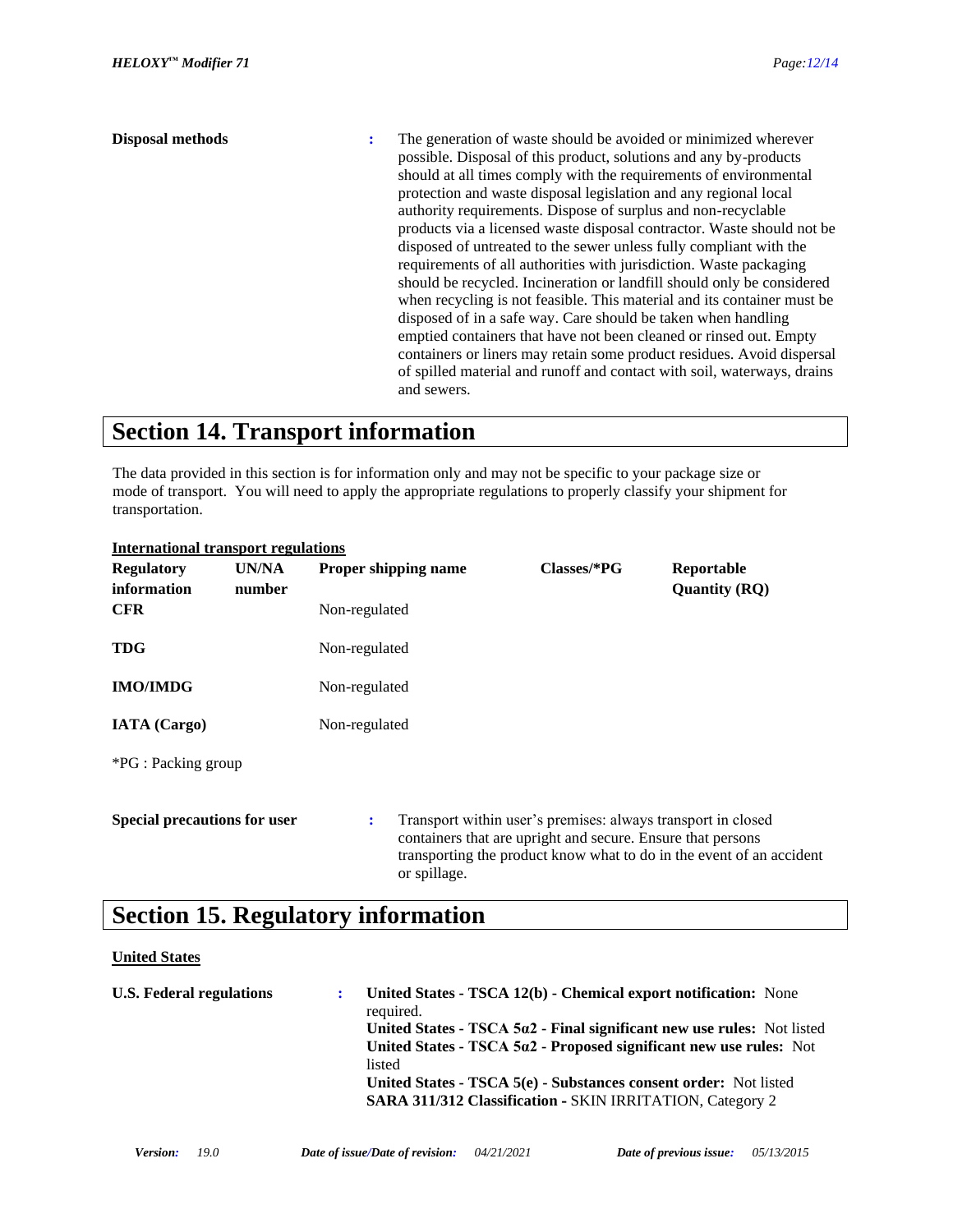**Disposal methods** : The generation of waste should be avoided or minimized wherever possible. Disposal of this product, solutions and any by-products should at all times comply with the requirements of environmental protection and waste disposal legislation and any regional local authority requirements. Dispose of surplus and non-recyclable products via a licensed waste disposal contractor. Waste should not be disposed of untreated to the sewer unless fully compliant with the requirements of all authorities with jurisdiction. Waste packaging should be recycled. Incineration or landfill should only be considered when recycling is not feasible. This material and its container must be disposed of in a safe way. Care should be taken when handling emptied containers that have not been cleaned or rinsed out. Empty containers or liners may retain some product residues. Avoid dispersal of spilled material and runoff and contact with soil, waterways, drains and sewers.

# Section 14. Transport information

The data provided in this section is for information only and may not be specific to your package size or mode of transport. You will need to apply the appropriate regulations to properly classify your shipment for transportation.

**International transport regulations**

| Regulatory information | UN/NA number | Proper shipping name | Classes/*PG | Reportable Quantity (RQ) |
|---|---|---|---|---|
| **CFR** | | Non-regulated | | |
| **TDG** | | Non-regulated | | |
| **IMO/IMDG** | | Non-regulated | | |
| **IATA (Cargo)** | | Non-regulated | | |

*PG : Packing group

**Special precautions for user** : Transport within user's premises: always transport in closed containers that are upright and secure. Ensure that persons transporting the product know what to do in the event of an accident or spillage.

# Section 15. Regulatory information

**United States**

**U.S. Federal regulations** :

**United States - TSCA 12(b) - Chemical export notification:** None required.
**United States - TSCA 5α2 - Final significant new use rules:** Not listed
**United States - TSCA 5α2 - Proposed significant new use rules:** Not listed
**United States - TSCA 5(e) - Substances consent order:** Not listed
**SARA 311/312 Classification -** SKIN IRRITATION, Category 2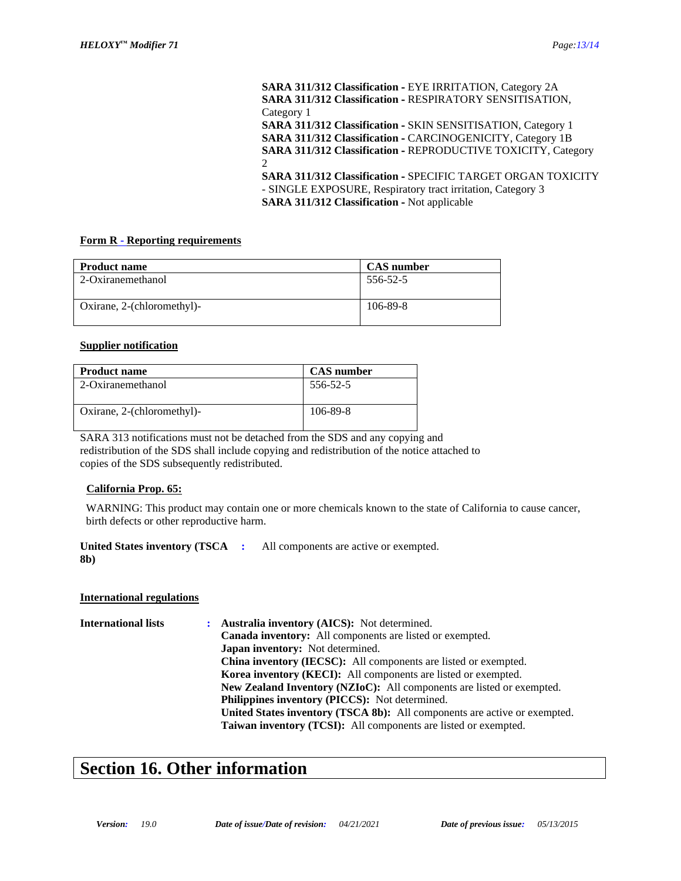**SARA 311/312 Classification -** EYE IRRITATION, Category 2A
**SARA 311/312 Classification -** RESPIRATORY SENSITISATION, Category 1
**SARA 311/312 Classification -** SKIN SENSITISATION, Category 1
**SARA 311/312 Classification -** CARCINOGENICITY, Category 1B
**SARA 311/312 Classification -** REPRODUCTIVE TOXICITY, Category 2
**SARA 311/312 Classification -** SPECIFIC TARGET ORGAN TOXICITY - SINGLE EXPOSURE, Respiratory tract irritation, Category 3
**SARA 311/312 Classification -** Not applicable

**Form R - Reporting requirements**

| Product name | CAS number |
|---|---|
| 2-Oxiranemethanol | 556-52-5 |
| Oxirane, 2-(chloromethyl)- | 106-89-8 |

**Supplier notification**

| Product name | CAS number |
|---|---|
| 2-Oxiranemethanol | 556-52-5 |
| Oxirane, 2-(chloromethyl)- | 106-89-8 |

SARA 313 notifications must not be detached from the SDS and any copying and redistribution of the SDS shall include copying and redistribution of the notice attached to copies of the SDS subsequently redistributed.

**California Prop. 65:**

WARNING: This product may contain one or more chemicals known to the state of California to cause cancer, birth defects or other reproductive harm.

**United States inventory (TSCA 8b)** : All components are active or exempted.

**International regulations**

**International lists** :
**Australia inventory (AICS):** Not determined.
**Canada inventory:** All components are listed or exempted.
**Japan inventory:** Not determined.
**China inventory (IECSC):** All components are listed or exempted.
**Korea inventory (KECI):** All components are listed or exempted.
**New Zealand Inventory (NZIoC):** All components are listed or exempted.
**Philippines inventory (PICCS):** Not determined.
**United States inventory (TSCA 8b):** All components are active or exempted.
**Taiwan inventory (TCSI):** All components are listed or exempted.

# Section 16. Other information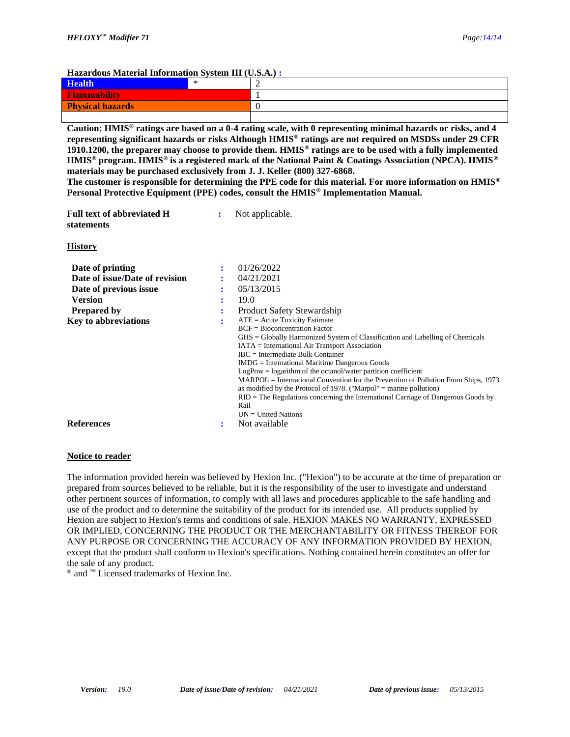**Hazardous Material Information System III (U.S.A.) :**

| | | |
|---|---|---|
| **Health** | * | 2 |
| **Flammability** | | 1 |
| **Physical hazards** | | 0 |
| | | |

**Caution: HMIS® ratings are based on a 0-4 rating scale, with 0 representing minimal hazards or risks, and 4 representing significant hazards or risks Although HMIS® ratings are not required on MSDSs under 29 CFR 1910.1200, the preparer may choose to provide them. HMIS® ratings are to be used with a fully implemented HMIS® program. HMIS® is a registered mark of the National Paint & Coatings Association (NPCA). HMIS® materials may be purchased exclusively from J. J. Keller (800) 327-6868.**
**The customer is responsible for determining the PPE code for this material. For more information on HMIS® Personal Protective Equipment (PPE) codes, consult the HMIS® Implementation Manual.**

**Full text of abbreviated H statements** : Not applicable.

## History

**Date of printing** : 01/26/2022
**Date of issue/Date of revision** : 04/21/2021
**Date of previous issue** : 05/13/2015
**Version** : 19.0
**Prepared by** : Product Safety Stewardship
**Key to abbreviations** :
ATE = Acute Toxicity Estimate
BCF = Bioconcentration Factor
GHS = Globally Harmonized System of Classification and Labelling of Chemicals
IATA = International Air Transport Association
IBC = Intermediate Bulk Container
IMDG = International Maritime Dangerous Goods
LogPow = logarithm of the octanol/water partition coefficient
MARPOL = International Convention for the Prevention of Pollution From Ships, 1973 as modified by the Protocol of 1978. ("Marpol" = marine pollution)
RID = The Regulations concerning the International Carriage of Dangerous Goods by Rail
UN = United Nations

**References** : Not available

## Notice to reader

The information provided herein was believed by Hexion Inc. ("Hexion") to be accurate at the time of preparation or prepared from sources believed to be reliable, but it is the responsibility of the user to investigate and understand other pertinent sources of information, to comply with all laws and procedures applicable to the safe handling and use of the product and to determine the suitability of the product for its intended use. All products supplied by Hexion are subject to Hexion's terms and conditions of sale. HEXION MAKES NO WARRANTY, EXPRESSED OR IMPLIED, CONCERNING THE PRODUCT OR THE MERCHANTABILITY OR FITNESS THEREOF FOR ANY PURPOSE OR CONCERNING THE ACCURACY OF ANY INFORMATION PROVIDED BY HEXION, except that the product shall conform to Hexion's specifications. Nothing contained herein constitutes an offer for the sale of any product.
® and ™ Licensed trademarks of Hexion Inc.